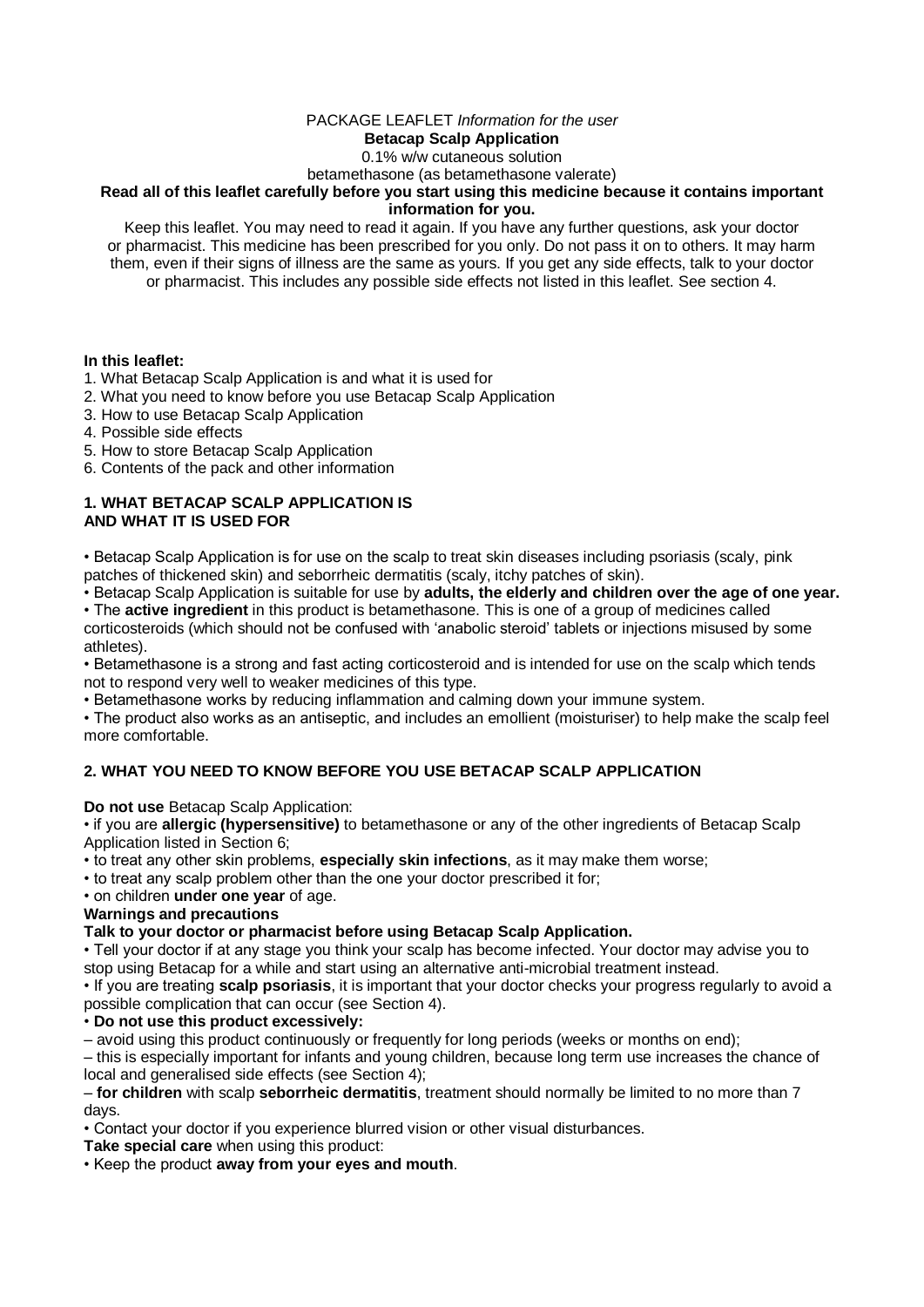PACKAGE LEAFLET *Information for the user*

**Betacap Scalp Application**

0.1% w/w cutaneous solution

betamethasone (as betamethasone valerate)

**Read all of this leaflet carefully before you start using this medicine because it contains important information for you.**

Keep this leaflet. You may need to read it again. If you have any further questions, ask your doctor or pharmacist. This medicine has been prescribed for you only. Do not pass it on to others. It may harm them, even if their signs of illness are the same as yours. If you get any side effects, talk to your doctor or pharmacist. This includes any possible side effects not listed in this leaflet. See section 4.

**In this leaflet:**

1. What Betacap Scalp Application is and what it is used for
2. What you need to know before you use Betacap Scalp Application
3. How to use Betacap Scalp Application
4. Possible side effects
5. How to store Betacap Scalp Application
6. Contents of the pack and other information

## 1. WHAT BETACAP SCALP APPLICATION IS AND WHAT IT IS USED FOR

• Betacap Scalp Application is for use on the scalp to treat skin diseases including psoriasis (scaly, pink patches of thickened skin) and seborrheic dermatitis (scaly, itchy patches of skin).

• Betacap Scalp Application is suitable for use by **adults, the elderly and children over the age of one year.**

• The **active ingredient** in this product is betamethasone. This is one of a group of medicines called corticosteroids (which should not be confused with 'anabolic steroid' tablets or injections misused by some athletes).

• Betamethasone is a strong and fast acting corticosteroid and is intended for use on the scalp which tends not to respond very well to weaker medicines of this type.

• Betamethasone works by reducing inflammation and calming down your immune system.

• The product also works as an antiseptic, and includes an emollient (moisturiser) to help make the scalp feel more comfortable.

## 2. WHAT YOU NEED TO KNOW BEFORE YOU USE BETACAP SCALP APPLICATION

**Do not use** Betacap Scalp Application:

• if you are **allergic (hypersensitive)** to betamethasone or any of the other ingredients of Betacap Scalp Application listed in Section 6;

• to treat any other skin problems, **especially skin infections**, as it may make them worse;

• to treat any scalp problem other than the one your doctor prescribed it for;

• on children **under one year** of age.

**Warnings and precautions**

**Talk to your doctor or pharmacist before using Betacap Scalp Application.**

• Tell your doctor if at any stage you think your scalp has become infected. Your doctor may advise you to stop using Betacap for a while and start using an alternative anti-microbial treatment instead.

• If you are treating **scalp psoriasis**, it is important that your doctor checks your progress regularly to avoid a possible complication that can occur (see Section 4).

• **Do not use this product excessively:**

– avoid using this product continuously or frequently for long periods (weeks or months on end);

– this is especially important for infants and young children, because long term use increases the chance of local and generalised side effects (see Section 4);

– **for children** with scalp **seborrheic dermatitis**, treatment should normally be limited to no more than 7 days.

• Contact your doctor if you experience blurred vision or other visual disturbances.

**Take special care** when using this product:

• Keep the product **away from your eyes and mouth**.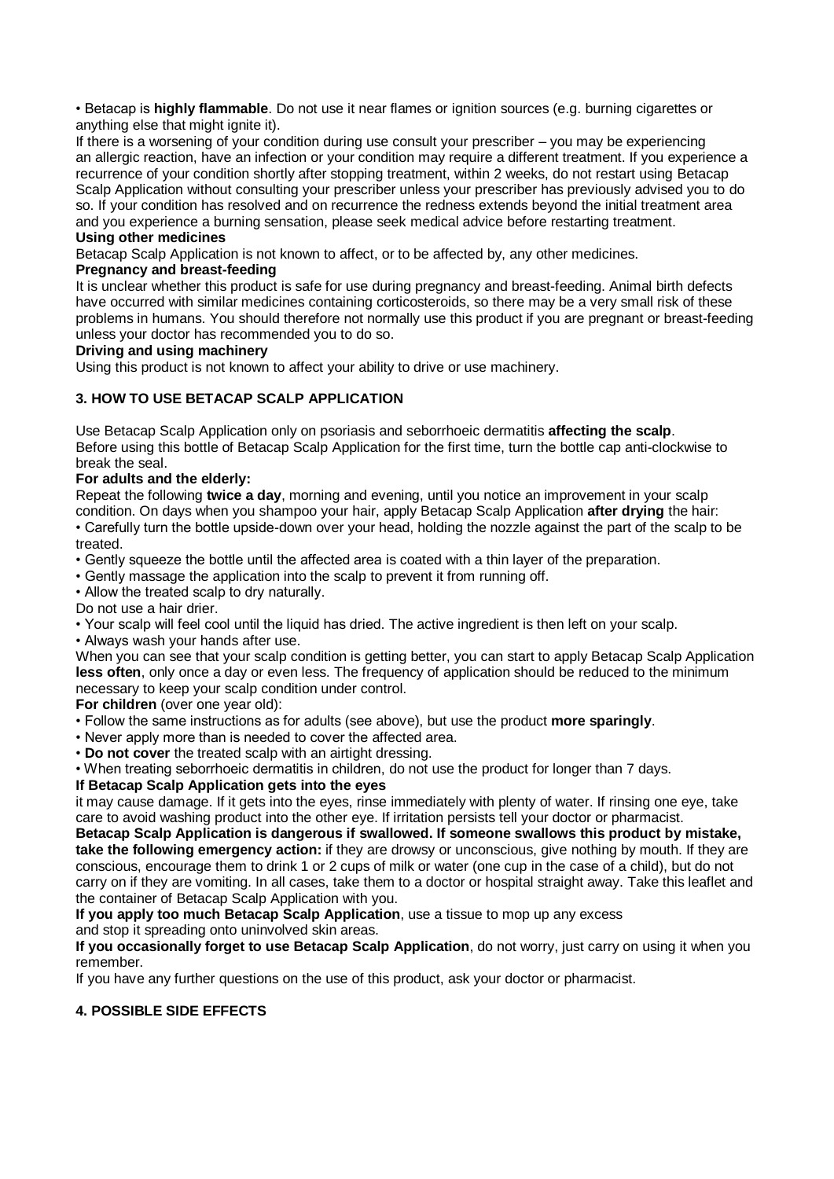• Betacap is **highly flammable**. Do not use it near flames or ignition sources (e.g. burning cigarettes or anything else that might ignite it).

If there is a worsening of your condition during use consult your prescriber – you may be experiencing an allergic reaction, have an infection or your condition may require a different treatment. If you experience a recurrence of your condition shortly after stopping treatment, within 2 weeks, do not restart using Betacap Scalp Application without consulting your prescriber unless your prescriber has previously advised you to do so. If your condition has resolved and on recurrence the redness extends beyond the initial treatment area and you experience a burning sensation, please seek medical advice before restarting treatment.

**Using other medicines**

Betacap Scalp Application is not known to affect, or to be affected by, any other medicines.

**Pregnancy and breast-feeding**

It is unclear whether this product is safe for use during pregnancy and breast-feeding. Animal birth defects have occurred with similar medicines containing corticosteroids, so there may be a very small risk of these problems in humans. You should therefore not normally use this product if you are pregnant or breast-feeding unless your doctor has recommended you to do so.

**Driving and using machinery**

Using this product is not known to affect your ability to drive or use machinery.

## 3. HOW TO USE BETACAP SCALP APPLICATION

Use Betacap Scalp Application only on psoriasis and seborrhoeic dermatitis **affecting the scalp**.

Before using this bottle of Betacap Scalp Application for the first time, turn the bottle cap anti-clockwise to break the seal.

**For adults and the elderly:**

Repeat the following **twice a day**, morning and evening, until you notice an improvement in your scalp condition. On days when you shampoo your hair, apply Betacap Scalp Application **after drying** the hair:

• Carefully turn the bottle upside-down over your head, holding the nozzle against the part of the scalp to be treated.

• Gently squeeze the bottle until the affected area is coated with a thin layer of the preparation.

• Gently massage the application into the scalp to prevent it from running off.

• Allow the treated scalp to dry naturally.

Do not use a hair drier.

• Your scalp will feel cool until the liquid has dried. The active ingredient is then left on your scalp.

• Always wash your hands after use.

When you can see that your scalp condition is getting better, you can start to apply Betacap Scalp Application **less often**, only once a day or even less. The frequency of application should be reduced to the minimum necessary to keep your scalp condition under control.

**For children** (over one year old):

• Follow the same instructions as for adults (see above), but use the product **more sparingly**.

• Never apply more than is needed to cover the affected area.

• **Do not cover** the treated scalp with an airtight dressing.

• When treating seborrhoeic dermatitis in children, do not use the product for longer than 7 days.

**If Betacap Scalp Application gets into the eyes**

it may cause damage. If it gets into the eyes, rinse immediately with plenty of water. If rinsing one eye, take care to avoid washing product into the other eye. If irritation persists tell your doctor or pharmacist.

**Betacap Scalp Application is dangerous if swallowed. If someone swallows this product by mistake, take the following emergency action:** if they are drowsy or unconscious, give nothing by mouth. If they are conscious, encourage them to drink 1 or 2 cups of milk or water (one cup in the case of a child), but do not carry on if they are vomiting. In all cases, take them to a doctor or hospital straight away. Take this leaflet and the container of Betacap Scalp Application with you.

**If you apply too much Betacap Scalp Application**, use a tissue to mop up any excess and stop it spreading onto uninvolved skin areas.

**If you occasionally forget to use Betacap Scalp Application**, do not worry, just carry on using it when you remember.

If you have any further questions on the use of this product, ask your doctor or pharmacist.

## 4. POSSIBLE SIDE EFFECTS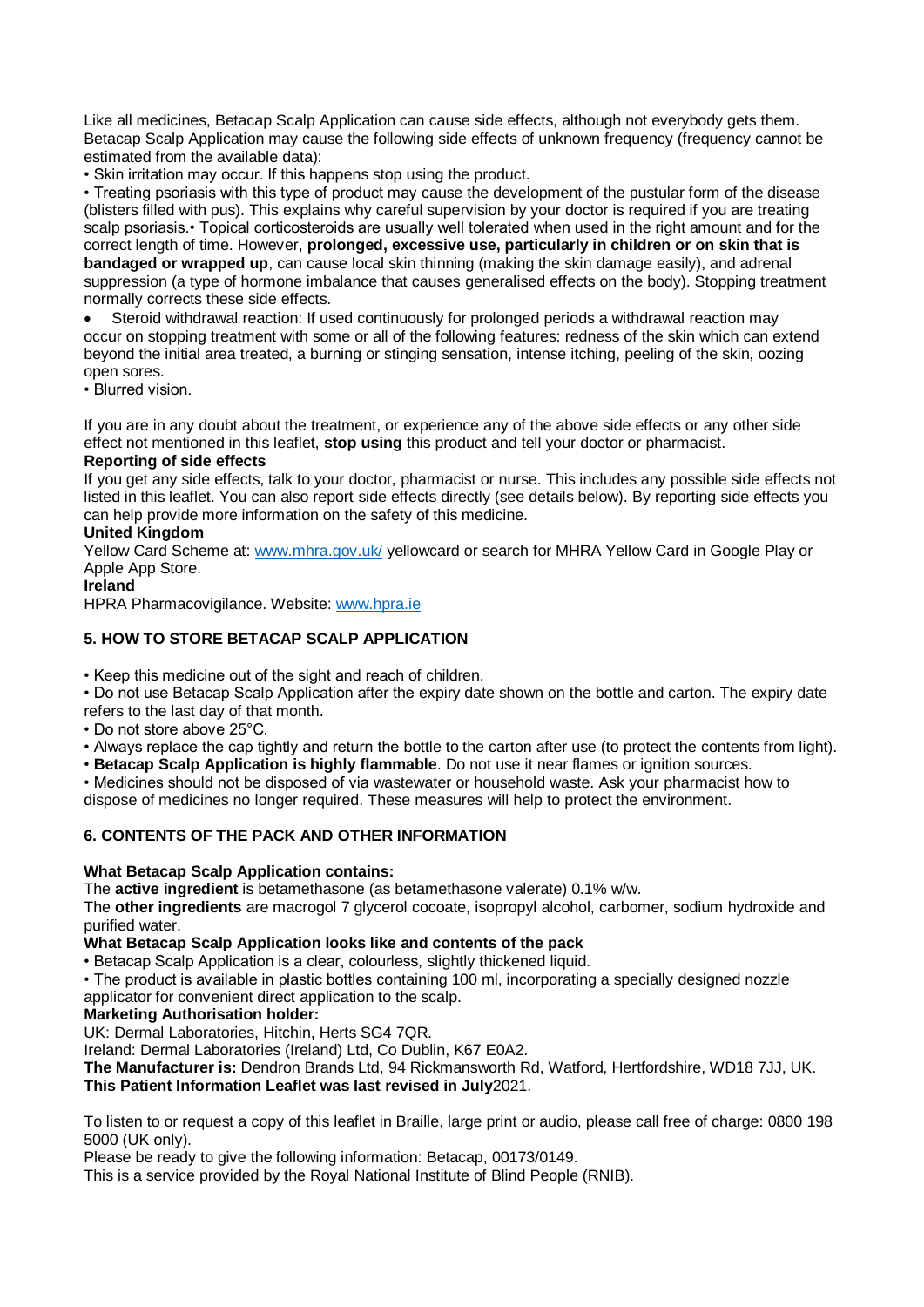Like all medicines, Betacap Scalp Application can cause side effects, although not everybody gets them. Betacap Scalp Application may cause the following side effects of unknown frequency (frequency cannot be estimated from the available data):

- Skin irritation may occur. If this happens stop using the product.
- Treating psoriasis with this type of product may cause the development of the pustular form of the disease (blisters filled with pus). This explains why careful supervision by your doctor is required if you are treating scalp psoriasis.• Topical corticosteroids are usually well tolerated when used in the right amount and for the correct length of time. However, **prolonged, excessive use, particularly in children or on skin that is bandaged or wrapped up**, can cause local skin thinning (making the skin damage easily), and adrenal suppression (a type of hormone imbalance that causes generalised effects on the body). Stopping treatment normally corrects these side effects.
- Steroid withdrawal reaction: If used continuously for prolonged periods a withdrawal reaction may occur on stopping treatment with some or all of the following features: redness of the skin which can extend beyond the initial area treated, a burning or stinging sensation, intense itching, peeling of the skin, oozing open sores.
- Blurred vision.

If you are in any doubt about the treatment, or experience any of the above side effects or any other side effect not mentioned in this leaflet, **stop using** this product and tell your doctor or pharmacist.

**Reporting of side effects**

If you get any side effects, talk to your doctor, pharmacist or nurse. This includes any possible side effects not listed in this leaflet. You can also report side effects directly (see details below). By reporting side effects you can help provide more information on the safety of this medicine.

**United Kingdom**

Yellow Card Scheme at: www.mhra.gov.uk/ yellowcard or search for MHRA Yellow Card in Google Play or Apple App Store.

**Ireland**

HPRA Pharmacovigilance. Website: www.hpra.ie

## 5. HOW TO STORE BETACAP SCALP APPLICATION

- Keep this medicine out of the sight and reach of children.
- Do not use Betacap Scalp Application after the expiry date shown on the bottle and carton. The expiry date refers to the last day of that month.
- Do not store above 25°C.
- Always replace the cap tightly and return the bottle to the carton after use (to protect the contents from light).
- **Betacap Scalp Application is highly flammable**. Do not use it near flames or ignition sources.
- Medicines should not be disposed of via wastewater or household waste. Ask your pharmacist how to dispose of medicines no longer required. These measures will help to protect the environment.

## 6. CONTENTS OF THE PACK AND OTHER INFORMATION

**What Betacap Scalp Application contains:**

The **active ingredient** is betamethasone (as betamethasone valerate) 0.1% w/w.

The **other ingredients** are macrogol 7 glycerol cocoate, isopropyl alcohol, carbomer, sodium hydroxide and purified water.

**What Betacap Scalp Application looks like and contents of the pack**

- Betacap Scalp Application is a clear, colourless, slightly thickened liquid.
- The product is available in plastic bottles containing 100 ml, incorporating a specially designed nozzle applicator for convenient direct application to the scalp.

**Marketing Authorisation holder:**

UK: Dermal Laboratories, Hitchin, Herts SG4 7QR.

Ireland: Dermal Laboratories (Ireland) Ltd, Co Dublin, K67 E0A2.

**The Manufacturer is:** Dendron Brands Ltd, 94 Rickmansworth Rd, Watford, Hertfordshire, WD18 7JJ, UK.

**This Patient Information Leaflet was last revised in July**2021.

To listen to or request a copy of this leaflet in Braille, large print or audio, please call free of charge: 0800 198 5000 (UK only).

Please be ready to give the following information: Betacap, 00173/0149.

This is a service provided by the Royal National Institute of Blind People (RNIB).